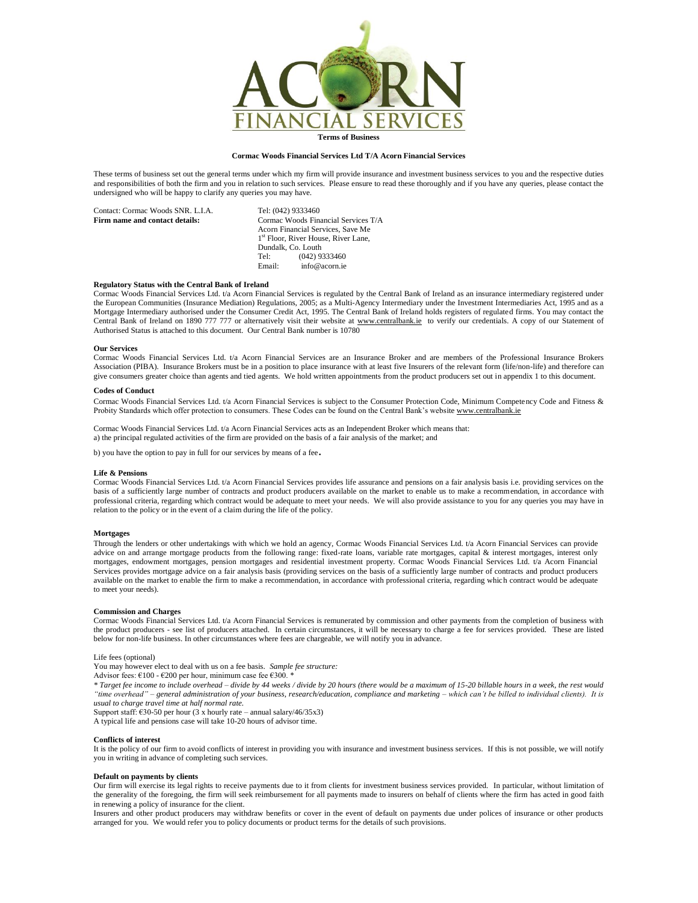**Terms of Business**

**Cormac Woods Financial Services Ltd T/A Acorn Financial Services**

These terms of business set out the general terms under which my firm will provide insurance and investment business services to you and the respective duties and responsibilities of both the firm and you in relation to such services. Please ensure to read these thoroughly and if you have any queries, please contact the undersigned who will be happy to clarify any queries you may have.

Contact: Cormac Woods SNR. L.I.A. — Tel: (042) 9333460

**Firm name and contact details:** Cormac Woods Financial Services T/A Acorn Financial Services, Save Me
1st Floor, River House, River Lane,
Dundalk, Co. Louth
Tel: (042) 9333460
Email: info@acorn.ie

**Regulatory Status with the Central Bank of Ireland**

Cormac Woods Financial Services Ltd. t/a Acorn Financial Services is regulated by the Central Bank of Ireland as an insurance intermediary registered under the European Communities (Insurance Mediation) Regulations, 2005; as a Multi-Agency Intermediary under the Investment Intermediaries Act, 1995 and as a Mortgage Intermediary authorised under the Consumer Credit Act, 1995. The Central Bank of Ireland holds registers of regulated firms. You may contact the Central Bank of Ireland on 1890 777 777 or alternatively visit their website at www.centralbank.ie to verify our credentials. A copy of our Statement of Authorised Status is attached to this document. Our Central Bank number is 10780

**Our Services**

Cormac Woods Financial Services Ltd. t/a Acorn Financial Services are an Insurance Broker and are members of the Professional Insurance Brokers Association (PIBA). Insurance Brokers must be in a position to place insurance with at least five Insurers of the relevant form (life/non-life) and therefore can give consumers greater choice than agents and tied agents. We hold written appointments from the product producers set out in appendix 1 to this document.

**Codes of Conduct**

Cormac Woods Financial Services Ltd. t/a Acorn Financial Services is subject to the Consumer Protection Code, Minimum Competency Code and Fitness & Probity Standards which offer protection to consumers. These Codes can be found on the Central Bank's website www.centralbank.ie

Cormac Woods Financial Services Ltd. t/a Acorn Financial Services acts as an Independent Broker which means that:
a) the principal regulated activities of the firm are provided on the basis of a fair analysis of the market; and

b) you have the option to pay in full for our services by means of a fee.

**Life & Pensions**

Cormac Woods Financial Services Ltd. t/a Acorn Financial Services provides life assurance and pensions on a fair analysis basis i.e. providing services on the basis of a sufficiently large number of contracts and product producers available on the market to enable us to make a recommendation, in accordance with professional criteria, regarding which contract would be adequate to meet your needs. We will also provide assistance to you for any queries you may have in relation to the policy or in the event of a claim during the life of the policy.

**Mortgages**

Through the lenders or other undertakings with which we hold an agency, Cormac Woods Financial Services Ltd. t/a Acorn Financial Services can provide advice on and arrange mortgage products from the following range: fixed-rate loans, variable rate mortgages, capital & interest mortgages, interest only mortgages, endowment mortgages, pension mortgages and residential investment property. Cormac Woods Financial Services Ltd. t/a Acorn Financial Services provides mortgage advice on a fair analysis basis (providing services on the basis of a sufficiently large number of contracts and product producers available on the market to enable the firm to make a recommendation, in accordance with professional criteria, regarding which contract would be adequate to meet your needs).

**Commission and Charges**

Cormac Woods Financial Services Ltd. t/a Acorn Financial Services is remunerated by commission and other payments from the completion of business with the product producers - see list of producers attached. In certain circumstances, it will be necessary to charge a fee for services provided. These are listed below for non-life business. In other circumstances where fees are chargeable, we will notify you in advance.

Life fees (optional)

You may however elect to deal with us on a fee basis. *Sample fee structure:*

Advisor fees: €100 - €200 per hour, minimum case fee €300. *

*\* Target fee income to include overhead – divide by 44 weeks / divide by 20 hours (there would be a maximum of 15-20 billable hours in a week, the rest would "time overhead" – general administration of your business, research/education, compliance and marketing – which can't be billed to individual clients). It is usual to charge travel time at half normal rate.*

Support staff: €30-50 per hour (3 x hourly rate – annual salary/46/35x3)

A typical life and pensions case will take 10-20 hours of advisor time.

**Conflicts of interest**

It is the policy of our firm to avoid conflicts of interest in providing you with insurance and investment business services. If this is not possible, we will notify you in writing in advance of completing such services.

**Default on payments by clients**

Our firm will exercise its legal rights to receive payments due to it from clients for investment business services provided. In particular, without limitation of the generality of the foregoing, the firm will seek reimbursement for all payments made to insurers on behalf of clients where the firm has acted in good faith in renewing a policy of insurance for the client.

Insurers and other product producers may withdraw benefits or cover in the event of default on payments due under polices of insurance or other products arranged for you. We would refer you to policy documents or product terms for the details of such provisions.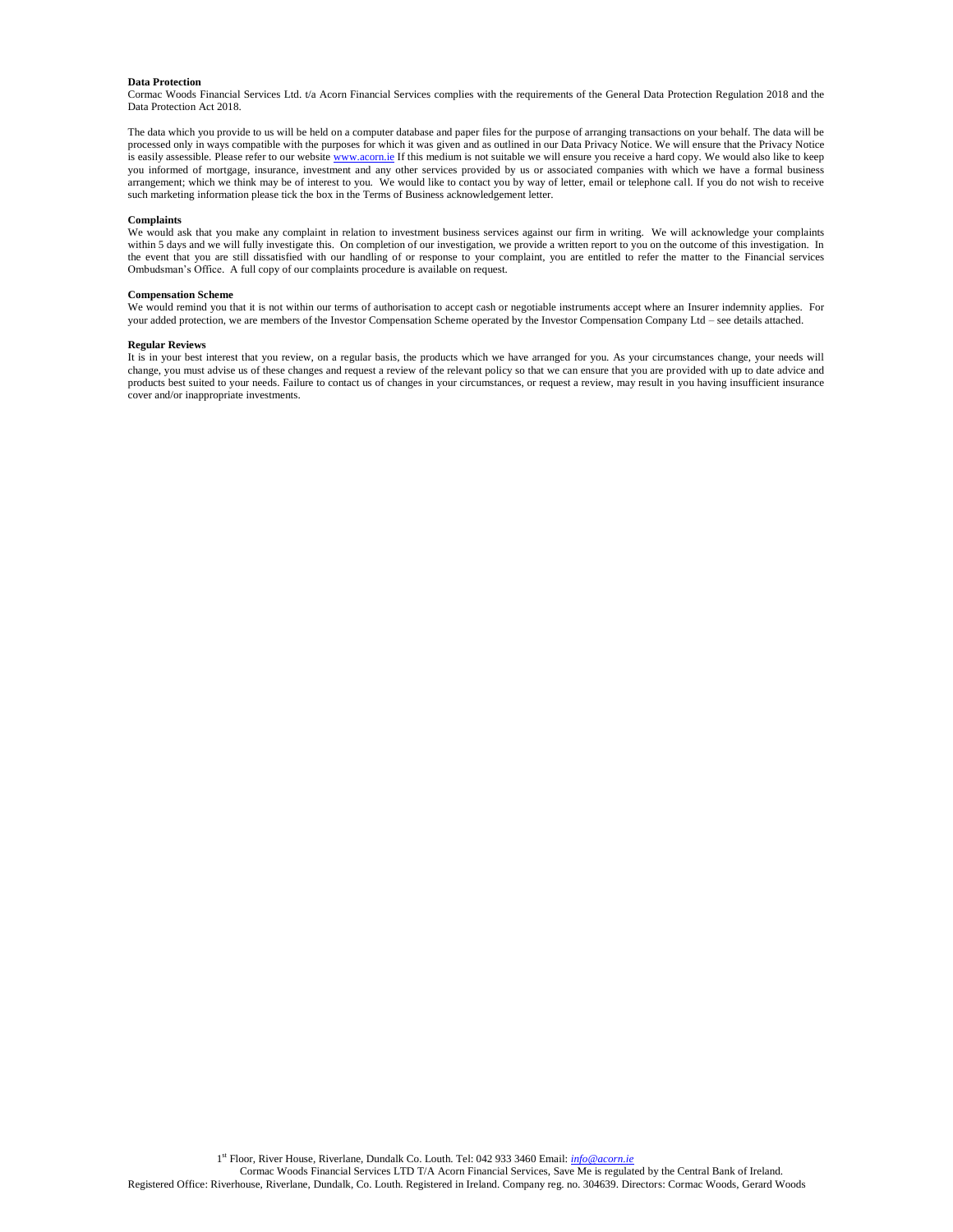**Data Protection**

Cormac Woods Financial Services Ltd. t/a Acorn Financial Services complies with the requirements of the General Data Protection Regulation 2018 and the Data Protection Act 2018.

The data which you provide to us will be held on a computer database and paper files for the purpose of arranging transactions on your behalf. The data will be processed only in ways compatible with the purposes for which it was given and as outlined in our Data Privacy Notice. We will ensure that the Privacy Notice is easily assessible. Please refer to our website www.acorn.ie If this medium is not suitable we will ensure you receive a hard copy. We would also like to keep you informed of mortgage, insurance, investment and any other services provided by us or associated companies with which we have a formal business arrangement; which we think may be of interest to you. We would like to contact you by way of letter, email or telephone call. If you do not wish to receive such marketing information please tick the box in the Terms of Business acknowledgement letter.

**Complaints**

We would ask that you make any complaint in relation to investment business services against our firm in writing. We will acknowledge your complaints within 5 days and we will fully investigate this. On completion of our investigation, we provide a written report to you on the outcome of this investigation. In the event that you are still dissatisfied with our handling of or response to your complaint, you are entitled to refer the matter to the Financial services Ombudsman's Office. A full copy of our complaints procedure is available on request.

**Compensation Scheme**

We would remind you that it is not within our terms of authorisation to accept cash or negotiable instruments accept where an Insurer indemnity applies. For your added protection, we are members of the Investor Compensation Scheme operated by the Investor Compensation Company Ltd – see details attached.

**Regular Reviews**

It is in your best interest that you review, on a regular basis, the products which we have arranged for you. As your circumstances change, your needs will change, you must advise us of these changes and request a review of the relevant policy so that we can ensure that you are provided with up to date advice and products best suited to your needs. Failure to contact us of changes in your circumstances, or request a review, may result in you having insufficient insurance cover and/or inappropriate investments.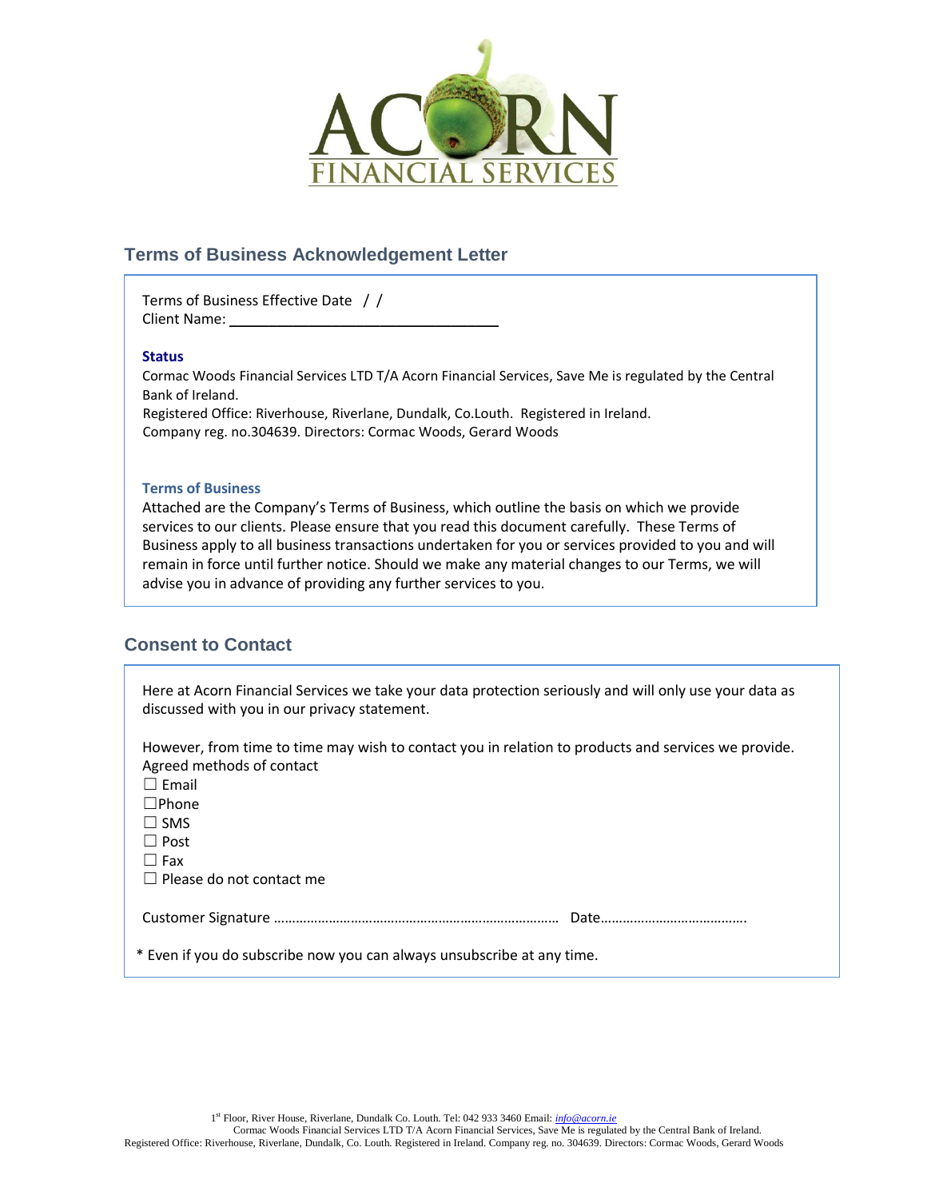# Terms of Business Acknowledgement Letter

Terms of Business Effective Date / /

Client Name: ______________________________

**Status**

Cormac Woods Financial Services LTD T/A Acorn Financial Services, Save Me is regulated by the Central Bank of Ireland.

Registered Office: Riverhouse, Riverlane, Dundalk, Co.Louth. Registered in Ireland.

Company reg. no.304639. Directors: Cormac Woods, Gerard Woods

**Terms of Business**

Attached are the Company's Terms of Business, which outline the basis on which we provide services to our clients. Please ensure that you read this document carefully. These Terms of Business apply to all business transactions undertaken for you or services provided to you and will remain in force until further notice. Should we make any material changes to our Terms, we will advise you in advance of providing any further services to you.

## Consent to Contact

Here at Acorn Financial Services we take your data protection seriously and will only use your data as discussed with you in our privacy statement.

However, from time to time may wish to contact you in relation to products and services we provide.

Agreed methods of contact

☐ Email
☐ Phone
☐ SMS
☐ Post
☐ Fax
☐ Please do not contact me

Customer Signature ………………………………………………………………… Date…………………………………

* Even if you do subscribe now you can always unsubscribe at any time.

1st Floor, River House, Riverlane, Dundalk Co. Louth. Tel: 042 933 3460 Email: info@acorn.ie
Cormac Woods Financial Services LTD T/A Acorn Financial Services, Save Me is regulated by the Central Bank of Ireland.
Registered Office: Riverhouse, Riverlane, Dundalk, Co. Louth. Registered in Ireland. Company reg. no. 304639. Directors: Cormac Woods, Gerard Woods